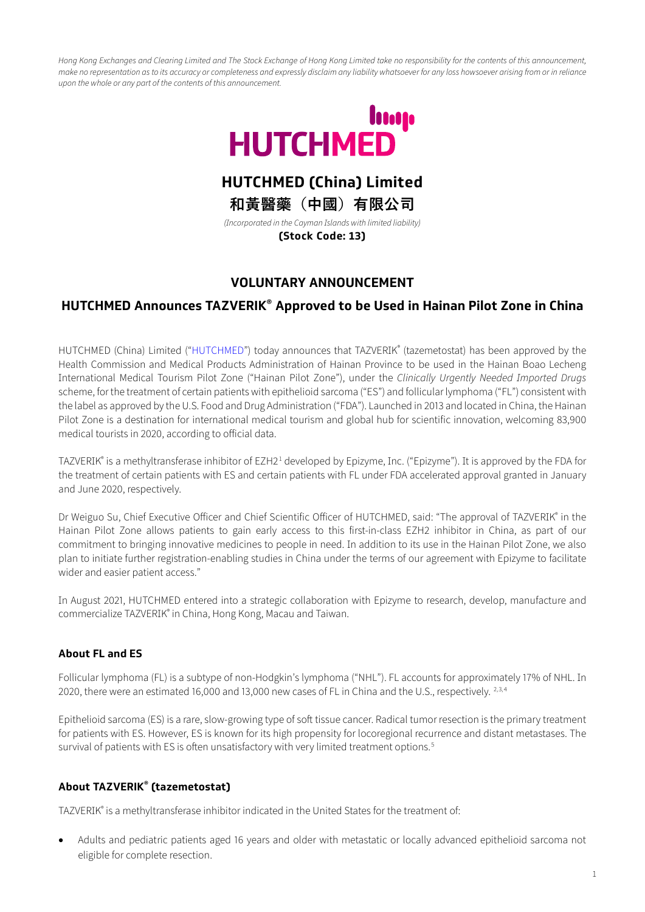*Hong Kong Exchanges and Clearing Limited and The Stock Exchange of Hong Kong Limited take no responsibility for the contents of this announcement, make no representation as to its accuracy or completeness and expressly disclaim any liability whatsoever for any loss howsoever arising from or in reliance upon the whole or any part of the contents of this announcement.*

# HUTCHMED (China) Limited
# 和黃醫藥（中國）有限公司

*(Incorporated in the Cayman Islands with limited liability)*

**(Stock Code: 13)**

## VOLUNTARY ANNOUNCEMENT

## HUTCHMED Announces TAZVERIK® Approved to be Used in Hainan Pilot Zone in China

HUTCHMED (China) Limited ("HUTCHMED") today announces that TAZVERIK® (tazemetostat) has been approved by the Health Commission and Medical Products Administration of Hainan Province to be used in the Hainan Boao Lecheng International Medical Tourism Pilot Zone ("Hainan Pilot Zone"), under the *Clinically Urgently Needed Imported Drugs* scheme, for the treatment of certain patients with epithelioid sarcoma ("ES") and follicular lymphoma ("FL") consistent with the label as approved by the U.S. Food and Drug Administration ("FDA"). Launched in 2013 and located in China, the Hainan Pilot Zone is a destination for international medical tourism and global hub for scientific innovation, welcoming 83,900 medical tourists in 2020, according to official data.

TAZVERIK® is a methyltransferase inhibitor of EZH2[1] developed by Epizyme, Inc. ("Epizyme"). It is approved by the FDA for the treatment of certain patients with ES and certain patients with FL under FDA accelerated approval granted in January and June 2020, respectively.

Dr Weiguo Su, Chief Executive Officer and Chief Scientific Officer of HUTCHMED, said: "The approval of TAZVERIK® in the Hainan Pilot Zone allows patients to gain early access to this first-in-class EZH2 inhibitor in China, as part of our commitment to bringing innovative medicines to people in need. In addition to its use in the Hainan Pilot Zone, we also plan to initiate further registration-enabling studies in China under the terms of our agreement with Epizyme to facilitate wider and easier patient access."

In August 2021, HUTCHMED entered into a strategic collaboration with Epizyme to research, develop, manufacture and commercialize TAZVERIK® in China, Hong Kong, Macau and Taiwan.

### About FL and ES

Follicular lymphoma (FL) is a subtype of non-Hodgkin's lymphoma ("NHL"). FL accounts for approximately 17% of NHL. In 2020, there were an estimated 16,000 and 13,000 new cases of FL in China and the U.S., respectively.[2,3,4]

Epithelioid sarcoma (ES) is a rare, slow-growing type of soft tissue cancer. Radical tumor resection is the primary treatment for patients with ES. However, ES is known for its high propensity for locoregional recurrence and distant metastases. The survival of patients with ES is often unsatisfactory with very limited treatment options.[5]

### About TAZVERIK® (tazemetostat)

TAZVERIK® is a methyltransferase inhibitor indicated in the United States for the treatment of:

- Adults and pediatric patients aged 16 years and older with metastatic or locally advanced epithelioid sarcoma not eligible for complete resection.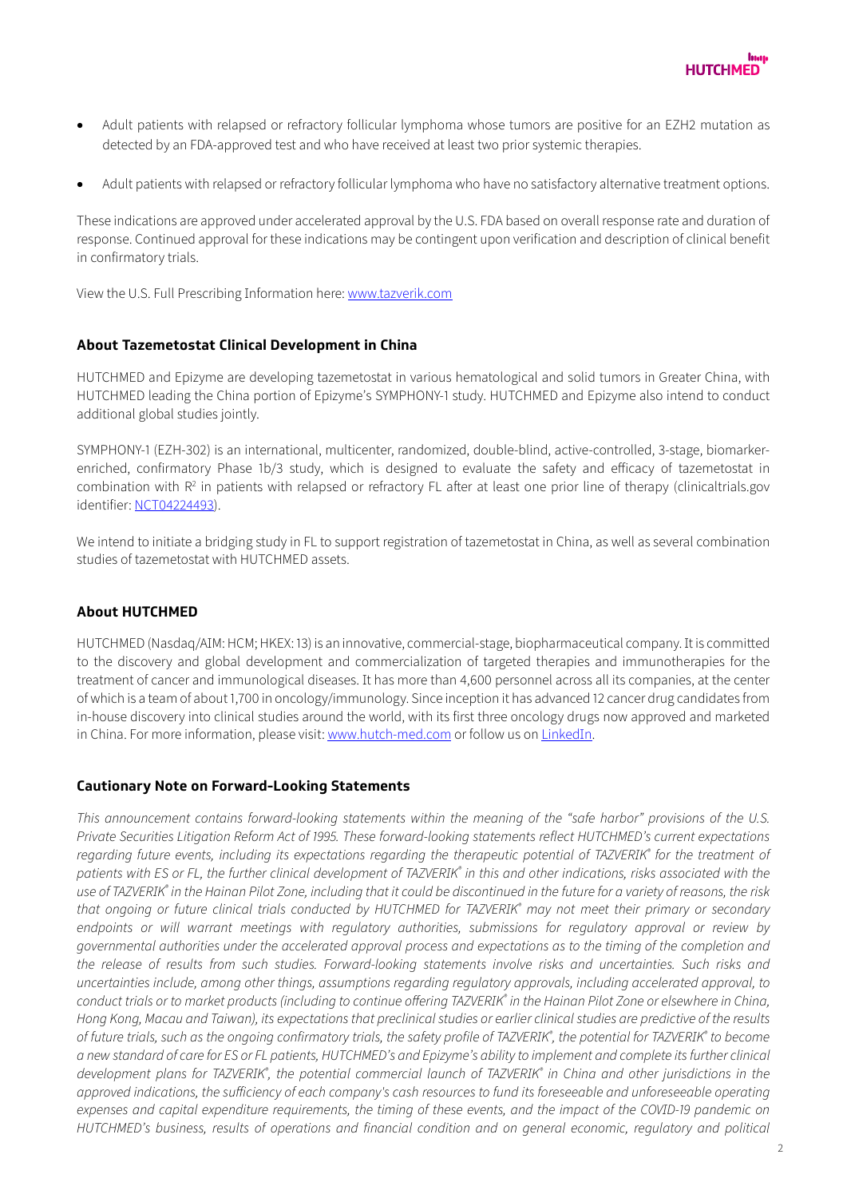- Adult patients with relapsed or refractory follicular lymphoma whose tumors are positive for an EZH2 mutation as detected by an FDA-approved test and who have received at least two prior systemic therapies.
- Adult patients with relapsed or refractory follicular lymphoma who have no satisfactory alternative treatment options.

These indications are approved under accelerated approval by the U.S. FDA based on overall response rate and duration of response. Continued approval for these indications may be contingent upon verification and description of clinical benefit in confirmatory trials.

View the U.S. Full Prescribing Information here: [www.tazverik.com](www.tazverik.com)

## About Tazemetostat Clinical Development in China

HUTCHMED and Epizyme are developing tazemetostat in various hematological and solid tumors in Greater China, with HUTCHMED leading the China portion of Epizyme's SYMPHONY-1 study. HUTCHMED and Epizyme also intend to conduct additional global studies jointly.

SYMPHONY-1 (EZH-302) is an international, multicenter, randomized, double-blind, active-controlled, 3-stage, biomarker-enriched, confirmatory Phase 1b/3 study, which is designed to evaluate the safety and efficacy of tazemetostat in combination with $R^2$ in patients with relapsed or refractory FL after at least one prior line of therapy (clinicaltrials.gov identifier: NCT04224493).

We intend to initiate a bridging study in FL to support registration of tazemetostat in China, as well as several combination studies of tazemetostat with HUTCHMED assets.

## About HUTCHMED

HUTCHMED (Nasdaq/AIM: HCM; HKEX: 13) is an innovative, commercial-stage, biopharmaceutical company. It is committed to the discovery and global development and commercialization of targeted therapies and immunotherapies for the treatment of cancer and immunological diseases. It has more than 4,600 personnel across all its companies, at the center of which is a team of about 1,700 in oncology/immunology. Since inception it has advanced 12 cancer drug candidates from in-house discovery into clinical studies around the world, with its first three oncology drugs now approved and marketed in China. For more information, please visit: [www.hutch-med.com](www.hutch-med.com) or follow us on LinkedIn.

## Cautionary Note on Forward-Looking Statements

*This announcement contains forward-looking statements within the meaning of the "safe harbor" provisions of the U.S. Private Securities Litigation Reform Act of 1995. These forward-looking statements reflect HUTCHMED's current expectations regarding future events, including its expectations regarding the therapeutic potential of TAZVERIK® for the treatment of patients with ES or FL, the further clinical development of TAZVERIK® in this and other indications, risks associated with the use of TAZVERIK® in the Hainan Pilot Zone, including that it could be discontinued in the future for a variety of reasons, the risk that ongoing or future clinical trials conducted by HUTCHMED for TAZVERIK® may not meet their primary or secondary endpoints or will warrant meetings with regulatory authorities, submissions for regulatory approval or review by governmental authorities under the accelerated approval process and expectations as to the timing of the completion and the release of results from such studies. Forward-looking statements involve risks and uncertainties. Such risks and uncertainties include, among other things, assumptions regarding regulatory approvals, including accelerated approval, to conduct trials or to market products (including to continue offering TAZVERIK® in the Hainan Pilot Zone or elsewhere in China, Hong Kong, Macau and Taiwan), its expectations that preclinical studies or earlier clinical studies are predictive of the results of future trials, such as the ongoing confirmatory trials, the safety profile of TAZVERIK®, the potential for TAZVERIK® to become a new standard of care for ES or FL patients, HUTCHMED's and Epizyme's ability to implement and complete its further clinical development plans for TAZVERIK®, the potential commercial launch of TAZVERIK® in China and other jurisdictions in the approved indications, the sufficiency of each company's cash resources to fund its foreseeable and unforeseeable operating expenses and capital expenditure requirements, the timing of these events, and the impact of the COVID-19 pandemic on HUTCHMED's business, results of operations and financial condition and on general economic, regulatory and political*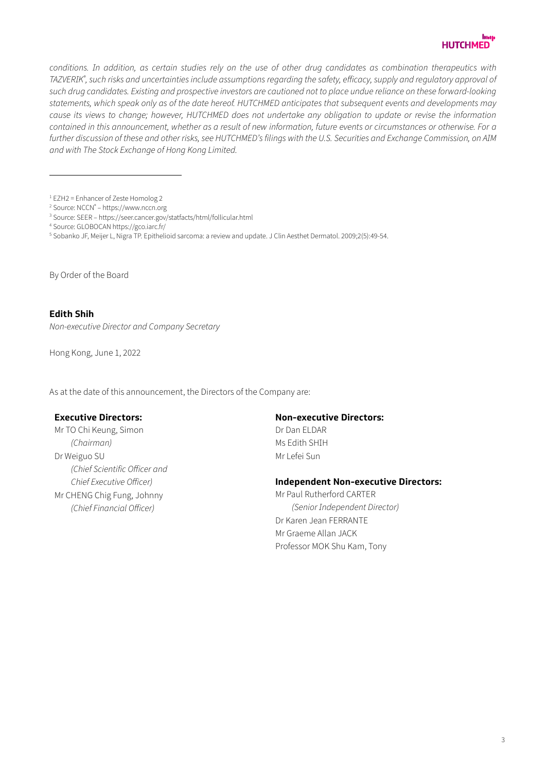*conditions. In addition, as certain studies rely on the use of other drug candidates as combination therapeutics with TAZVERIK®, such risks and uncertainties include assumptions regarding the safety, efficacy, supply and regulatory approval of such drug candidates. Existing and prospective investors are cautioned not to place undue reliance on these forward-looking statements, which speak only as of the date hereof. HUTCHMED anticipates that subsequent events and developments may cause its views to change; however, HUTCHMED does not undertake any obligation to update or revise the information contained in this announcement, whether as a result of new information, future events or circumstances or otherwise. For a further discussion of these and other risks, see HUTCHMED's filings with the U.S. Securities and Exchange Commission, on AIM and with The Stock Exchange of Hong Kong Limited.*

---

[1] EZH2 = Enhancer of Zeste Homolog 2

[2] Source: NCCN® – https://www.nccn.org

[3] Source: SEER – https://seer.cancer.gov/statfacts/html/follicular.html

[4] Source: GLOBOCAN https://gco.iarc.fr/

[5] Sobanko JF, Meijer L, Nigra TP. Epithelioid sarcoma: a review and update. J Clin Aesthet Dermatol. 2009;2(5):49-54.

By Order of the Board

**Edith Shih**
*Non-executive Director and Company Secretary*

Hong Kong, June 1, 2022

As at the date of this announcement, the Directors of the Company are:

**Executive Directors:**

Mr TO Chi Keung, Simon
*(Chairman)*
Dr Weiguo SU
*(Chief Scientific Officer and Chief Executive Officer)*
Mr CHENG Chig Fung, Johnny
*(Chief Financial Officer)*

**Non-executive Directors:**

Dr Dan ELDAR
Ms Edith SHIH
Mr Lefei Sun

**Independent Non-executive Directors:**

Mr Paul Rutherford CARTER
*(Senior Independent Director)*
Dr Karen Jean FERRANTE
Mr Graeme Allan JACK
Professor MOK Shu Kam, Tony